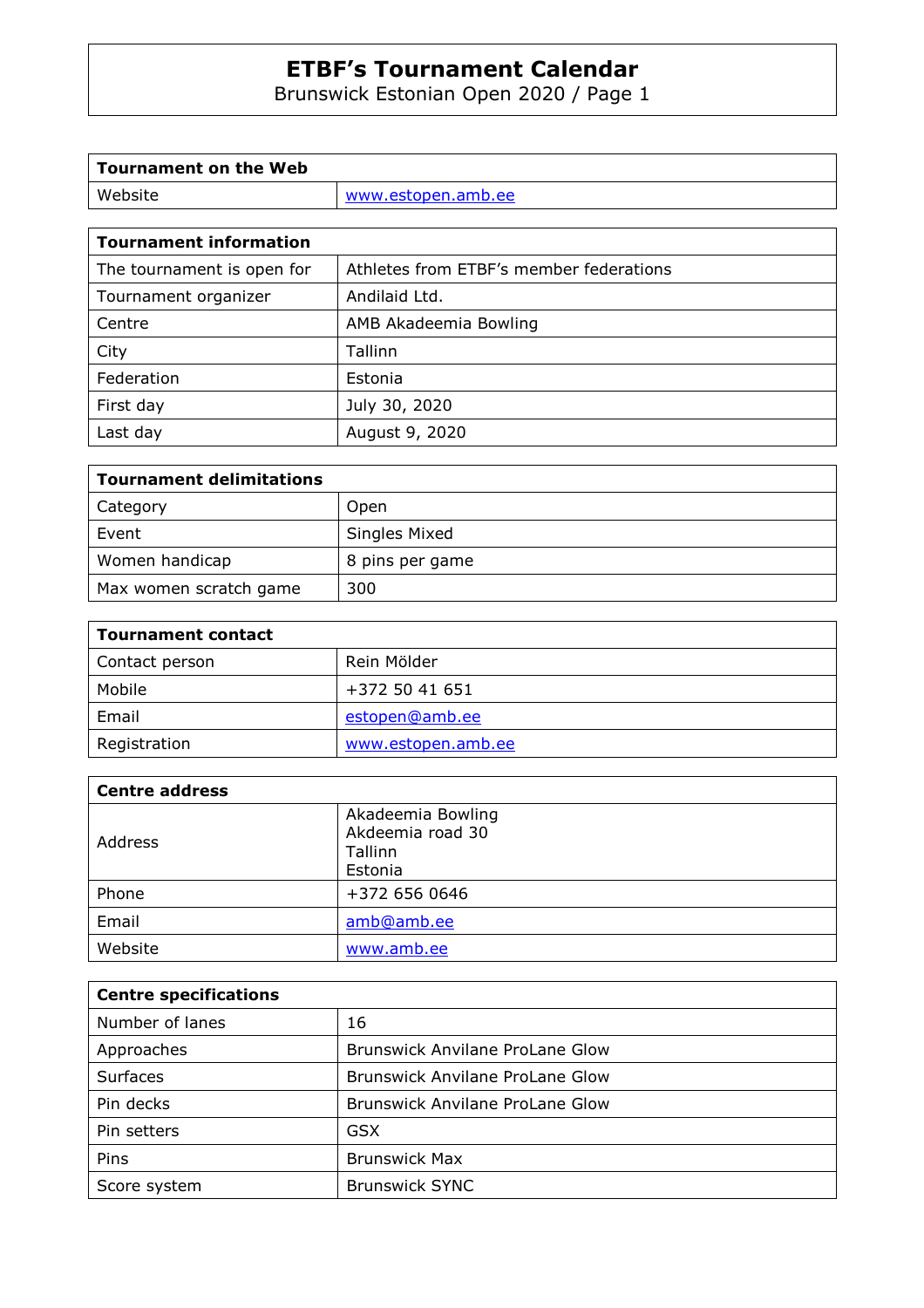# ETBF's Tournament Calendar

Brunswick Estonian Open 2020 / Page 1

| Tournament on the Web | |
|---|---|
| Website | www.estopen.amb.ee |

| Tournament information | |
|---|---|
| The tournament is open for | Athletes from ETBF's member federations |
| Tournament organizer | Andilaid Ltd. |
| Centre | AMB Akadeemia Bowling |
| City | Tallinn |
| Federation | Estonia |
| First day | July 30, 2020 |
| Last day | August 9, 2020 |

| Tournament delimitations | |
|---|---|
| Category | Open |
| Event | Singles Mixed |
| Women handicap | 8 pins per game |
| Max women scratch game | 300 |

| Tournament contact | |
|---|---|
| Contact person | Rein Mölder |
| Mobile | +372 50 41 651 |
| Email | estopen@amb.ee |
| Registration | www.estopen.amb.ee |

| Centre address | |
|---|---|
| Address | Akadeemia Bowling<br>Akdeemia road 30<br>Tallinn<br>Estonia |
| Phone | +372 656 0646 |
| Email | amb@amb.ee |
| Website | www.amb.ee |

| Centre specifications | |
|---|---|
| Number of lanes | 16 |
| Approaches | Brunswick Anvilane ProLane Glow |
| Surfaces | Brunswick Anvilane ProLane Glow |
| Pin decks | Brunswick Anvilane ProLane Glow |
| Pin setters | GSX |
| Pins | Brunswick Max |
| Score system | Brunswick SYNC |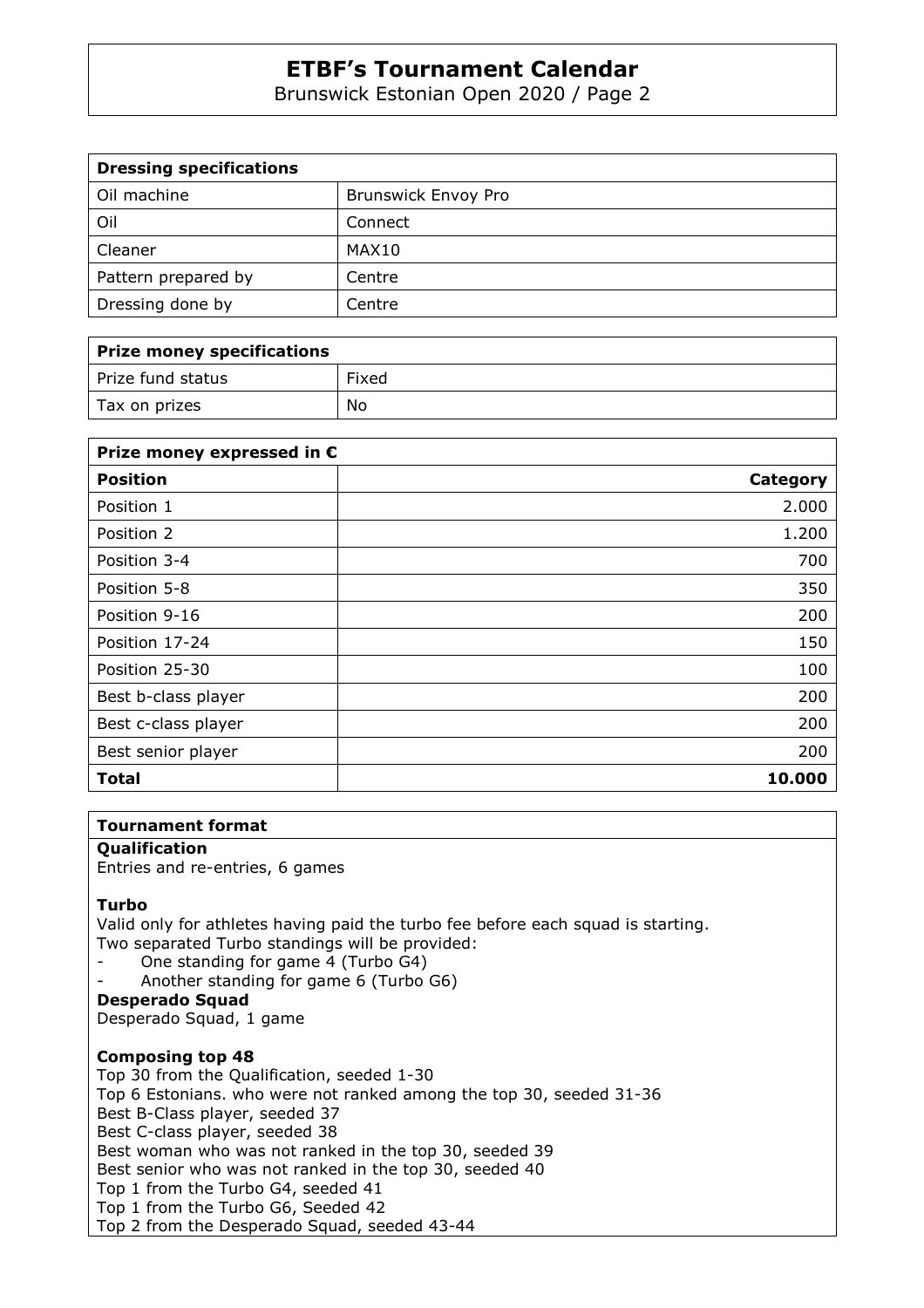| Dressing specifications | |
|---|---|
| Oil machine | Brunswick Envoy Pro |
| Oil | Connect |
| Cleaner | MAX10 |
| Pattern prepared by | Centre |
| Dressing done by | Centre |

| Prize money specifications | |
|---|---|
| Prize fund status | Fixed |
| Tax on prizes | No |

| Prize money expressed in € | |
|---|---|
| **Position** | **Category** |
| Position 1 | 2.000 |
| Position 2 | 1.200 |
| Position 3-4 | 700 |
| Position 5-8 | 350 |
| Position 9-16 | 200 |
| Position 17-24 | 150 |
| Position 25-30 | 100 |
| Best b-class player | 200 |
| Best c-class player | 200 |
| Best senior player | 200 |
| **Total** | **10.000** |

## Tournament format

**Qualification**
Entries and re-entries, 6 games

**Turbo**
Valid only for athletes having paid the turbo fee before each squad is starting.
Two separated Turbo standings will be provided:

- One standing for game 4 (Turbo G4)
- Another standing for game 6 (Turbo G6)

**Desperado Squad**
Desperado Squad, 1 game

**Composing top 48**
Top 30 from the Qualification, seeded 1-30
Top 6 Estonians. who were not ranked among the top 30, seeded 31-36
Best B-Class player, seeded 37
Best C-class player, seeded 38
Best woman who was not ranked in the top 30, seeded 39
Best senior who was not ranked in the top 30, seeded 40
Top 1 from the Turbo G4, seeded 41
Top 1 from the Turbo G6, Seeded 42
Top 2 from the Desperado Squad, seeded 43-44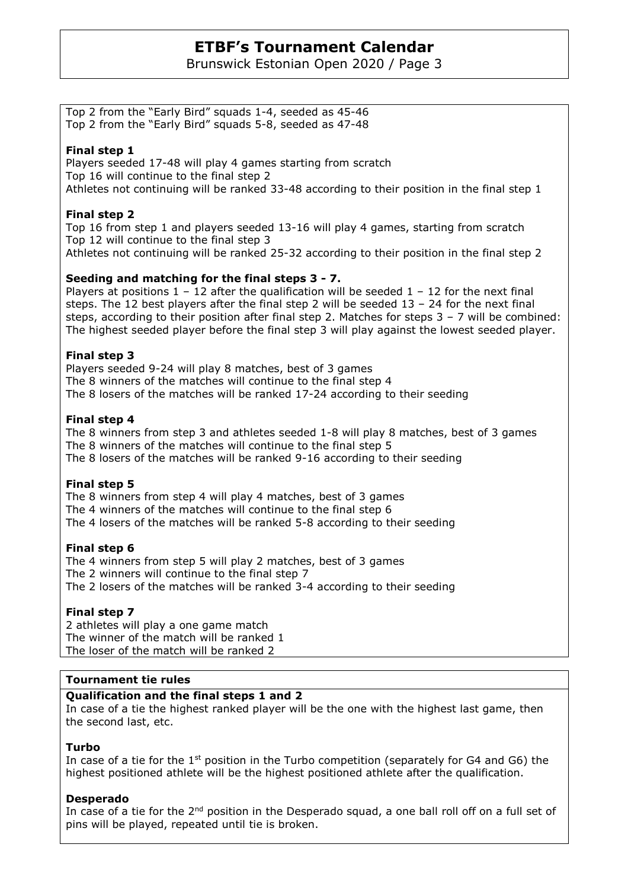Top 2 from the "Early Bird" squads 1-4, seeded as 45-46
Top 2 from the "Early Bird" squads 5-8, seeded as 47-48

**Final step 1**

Players seeded 17-48 will play 4 games starting from scratch
Top 16 will continue to the final step 2
Athletes not continuing will be ranked 33-48 according to their position in the final step 1

**Final step 2**

Top 16 from step 1 and players seeded 13-16 will play 4 games, starting from scratch
Top 12 will continue to the final step 3
Athletes not continuing will be ranked 25-32 according to their position in the final step 2

**Seeding and matching for the final steps 3 - 7.**

Players at positions 1 – 12 after the qualification will be seeded 1 – 12 for the next final steps. The 12 best players after the final step 2 will be seeded 13 – 24 for the next final steps, according to their position after final step 2. Matches for steps 3 – 7 will be combined: The highest seeded player before the final step 3 will play against the lowest seeded player.

**Final step 3**

Players seeded 9-24 will play 8 matches, best of 3 games
The 8 winners of the matches will continue to the final step 4
The 8 losers of the matches will be ranked 17-24 according to their seeding

**Final step 4**

The 8 winners from step 3 and athletes seeded 1-8 will play 8 matches, best of 3 games
The 8 winners of the matches will continue to the final step 5
The 8 losers of the matches will be ranked 9-16 according to their seeding

**Final step 5**

The 8 winners from step 4 will play 4 matches, best of 3 games
The 4 winners of the matches will continue to the final step 6
The 4 losers of the matches will be ranked 5-8 according to their seeding

**Final step 6**

The 4 winners from step 5 will play 2 matches, best of 3 games
The 2 winners will continue to the final step 7
The 2 losers of the matches will be ranked 3-4 according to their seeding

**Final step 7**

2 athletes will play a one game match
The winner of the match will be ranked 1
The loser of the match will be ranked 2

**Tournament tie rules**

**Qualification and the final steps 1 and 2**

In case of a tie the highest ranked player will be the one with the highest last game, then the second last, etc.

**Turbo**

In case of a tie for the 1st position in the Turbo competition (separately for G4 and G6) the highest positioned athlete will be the highest positioned athlete after the qualification.

**Desperado**

In case of a tie for the 2nd position in the Desperado squad, a one ball roll off on a full set of pins will be played, repeated until tie is broken.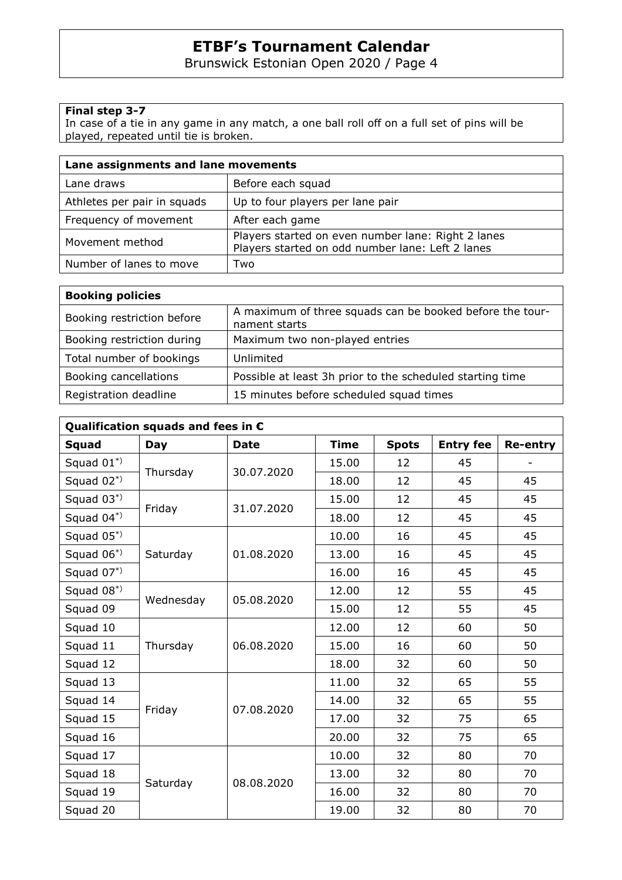**Final step 3-7**

In case of a tie in any game in any match, a one ball roll off on a full set of pins will be played, repeated until tie is broken.

| **Lane assignments and lane movements** | |
|---|---|
| Lane draws | Before each squad |
| Athletes per pair in squads | Up to four players per lane pair |
| Frequency of movement | After each game |
| Movement method | Players started on even number lane: Right 2 lanes<br>Players started on odd number lane: Left 2 lanes |
| Number of lanes to move | Two |

| **Booking policies** | |
|---|---|
| Booking restriction before | A maximum of three squads can be booked before the tournament starts |
| Booking restriction during | Maximum two non-played entries |
| Total number of bookings | Unlimited |
| Booking cancellations | Possible at least 3h prior to the scheduled starting time |
| Registration deadline | 15 minutes before scheduled squad times |

| **Qualification squads and fees in €** | | | | | | |
|---|---|---|---|---|---|---|
| **Squad** | **Day** | **Date** | **Time** | **Spots** | **Entry fee** | **Re-entry** |
| Squad 01*) | Thursday | 30.07.2020 | 15.00 | 12 | 45 | - |
| Squad 02*) | | | 18.00 | 12 | 45 | 45 |
| Squad 03*) | Friday | 31.07.2020 | 15.00 | 12 | 45 | 45 |
| Squad 04*) | | | 18.00 | 12 | 45 | 45 |
| Squad 05*) | Saturday | 01.08.2020 | 10.00 | 16 | 45 | 45 |
| Squad 06*) | | | 13.00 | 16 | 45 | 45 |
| Squad 07*) | | | 16.00 | 16 | 45 | 45 |
| Squad 08*) | Wednesday | 05.08.2020 | 12.00 | 12 | 55 | 45 |
| Squad 09 | | | 15.00 | 12 | 55 | 45 |
| Squad 10 | Thursday | 06.08.2020 | 12.00 | 12 | 60 | 50 |
| Squad 11 | | | 15.00 | 16 | 60 | 50 |
| Squad 12 | | | 18.00 | 32 | 60 | 50 |
| Squad 13 | Friday | 07.08.2020 | 11.00 | 32 | 65 | 55 |
| Squad 14 | | | 14.00 | 32 | 65 | 55 |
| Squad 15 | | | 17.00 | 32 | 75 | 65 |
| Squad 16 | | | 20.00 | 32 | 75 | 65 |
| Squad 17 | Saturday | 08.08.2020 | 10.00 | 32 | 80 | 70 |
| Squad 18 | | | 13.00 | 32 | 80 | 70 |
| Squad 19 | | | 16.00 | 32 | 80 | 70 |
| Squad 20 | | | 19.00 | 32 | 80 | 70 |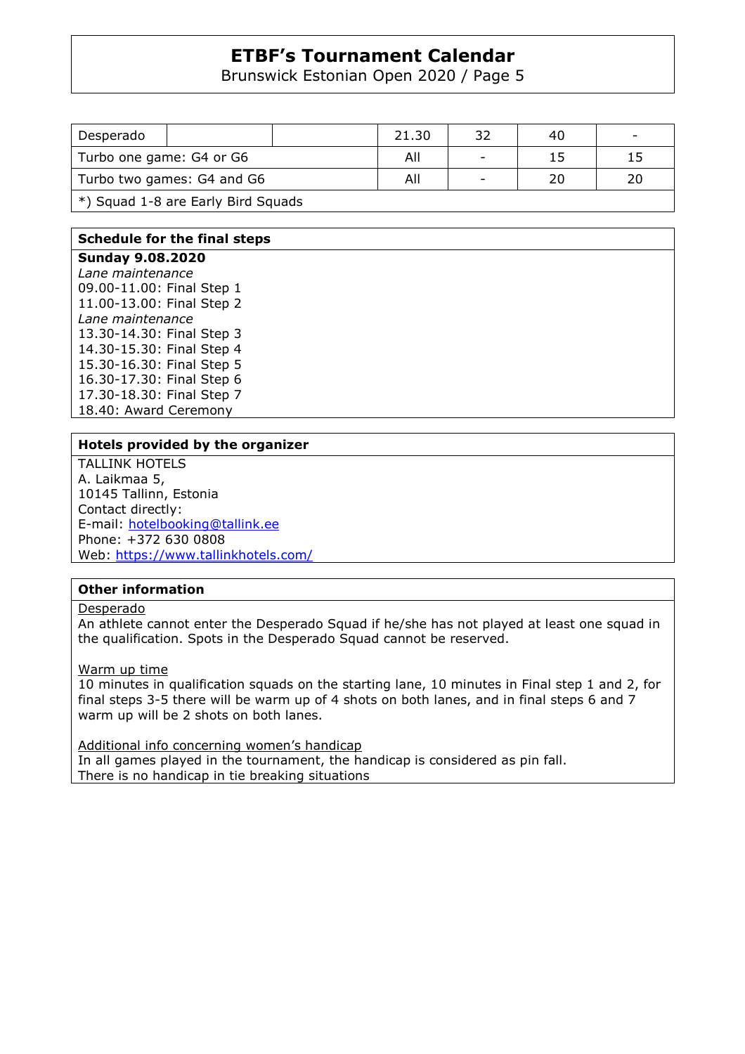| | | | | | | |
|---|---|---|---|---|---|---|
| Desperado | | | 21.30 | 32 | 40 | - |
| Turbo one game: G4 or G6 | | | All | - | 15 | 15 |
| Turbo two games: G4 and G6 | | | All | - | 20 | 20 |
| *) Squad 1-8 are Early Bird Squads | | | | | | |

**Schedule for the final steps**

**Sunday 9.08.2020**
*Lane maintenance*
09.00-11.00: Final Step 1
11.00-13.00: Final Step 2
*Lane maintenance*
13.30-14.30: Final Step 3
14.30-15.30: Final Step 4
15.30-16.30: Final Step 5
16.30-17.30: Final Step 6
17.30-18.30: Final Step 7
18.40: Award Ceremony

**Hotels provided by the organizer**

TALLINK HOTELS
A. Laikmaa 5,
10145 Tallinn, Estonia
Contact directly:
E-mail: hotelbooking@tallink.ee
Phone: +372 630 0808
Web: https://www.tallinkhotels.com/

**Other information**

Desperado
An athlete cannot enter the Desperado Squad if he/she has not played at least one squad in the qualification. Spots in the Desperado Squad cannot be reserved.

Warm up time
10 minutes in qualification squads on the starting lane, 10 minutes in Final step 1 and 2, for final steps 3-5 there will be warm up of 4 shots on both lanes, and in final steps 6 and 7 warm up will be 2 shots on both lanes.

Additional info concerning women's handicap
In all games played in the tournament, the handicap is considered as pin fall.
There is no handicap in tie breaking situations